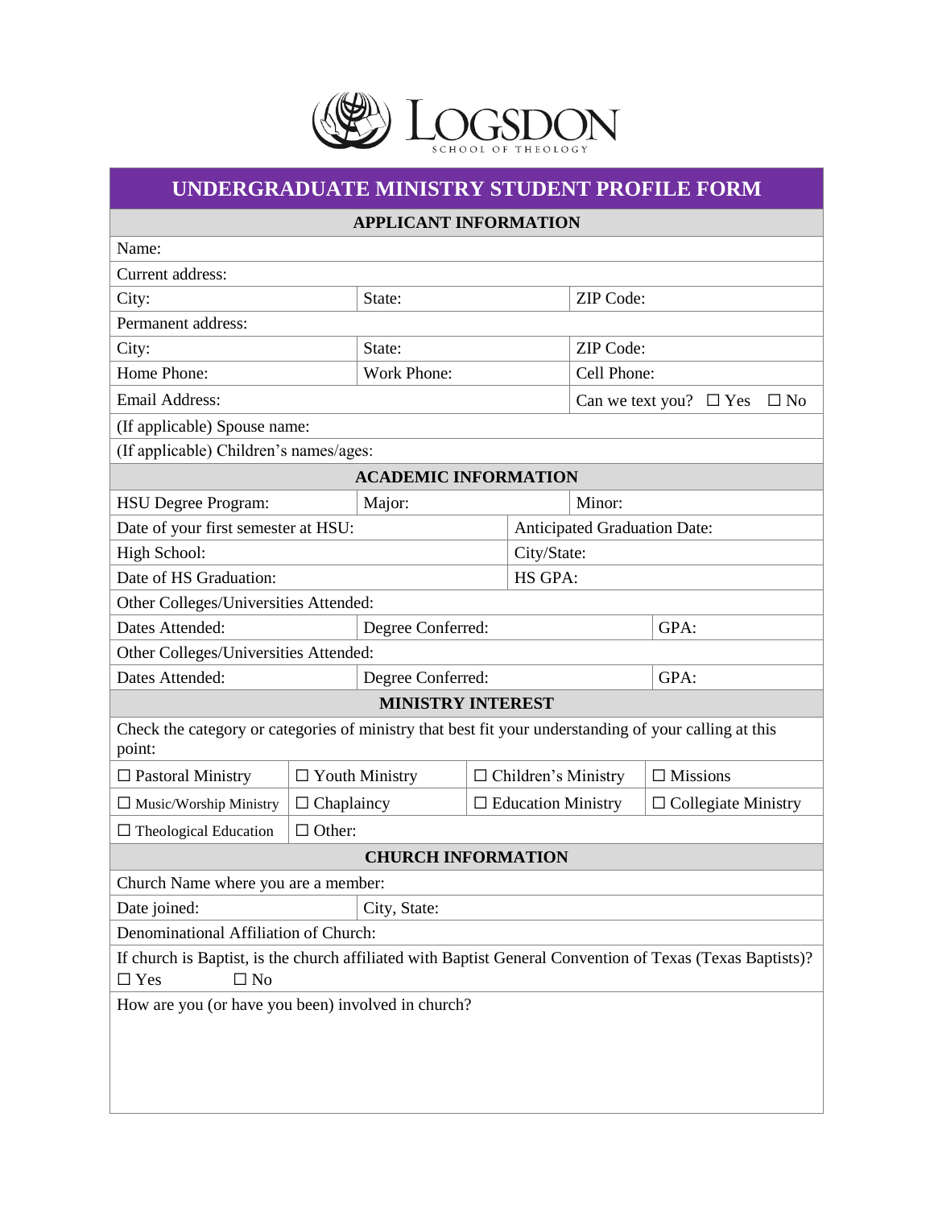# LOGSDON SCHOOL OF THEOLOGY

## UNDERGRADUATE MINISTRY STUDENT PROFILE FORM

### APPLICANT INFORMATION

| | | |
|---|---|---|
| Name: | | |
| Current address: | | |
| City: | State: | ZIP Code: |
| Permanent address: | | |
| City: | State: | ZIP Code: |
| Home Phone: | Work Phone: | Cell Phone: |
| Email Address: | | Can we text you? ☐ Yes ☐ No |
| (If applicable) Spouse name: | | |
| (If applicable) Children's names/ages: | | |

### ACADEMIC INFORMATION

| | | |
|---|---|---|
| HSU Degree Program: | Major: | Minor: |
| Date of your first semester at HSU: | Anticipated Graduation Date: | |
| High School: | City/State: | |
| Date of HS Graduation: | HS GPA: | |
| Other Colleges/Universities Attended: | | |
| Dates Attended: | Degree Conferred: | GPA: |
| Other Colleges/Universities Attended: | | |
| Dates Attended: | Degree Conferred: | GPA: |

### MINISTRY INTEREST

Check the category or categories of ministry that best fit your understanding of your calling at this point:

| | | | |
|---|---|---|---|
| ☐ Pastoral Ministry | ☐ Youth Ministry | ☐ Children's Ministry | ☐ Missions |
| ☐ Music/Worship Ministry | ☐ Chaplaincy | ☐ Education Ministry | ☐ Collegiate Ministry |
| ☐ Theological Education | ☐ Other: | | |

### CHURCH INFORMATION

| | |
|---|---|
| Church Name where you are a member: | |
| Date joined: | City, State: |
| Denominational Affiliation of Church: | |

If church is Baptist, is the church affiliated with Baptist General Convention of Texas (Texas Baptists)?
☐ Yes ☐ No

How are you (or have you been) involved in church?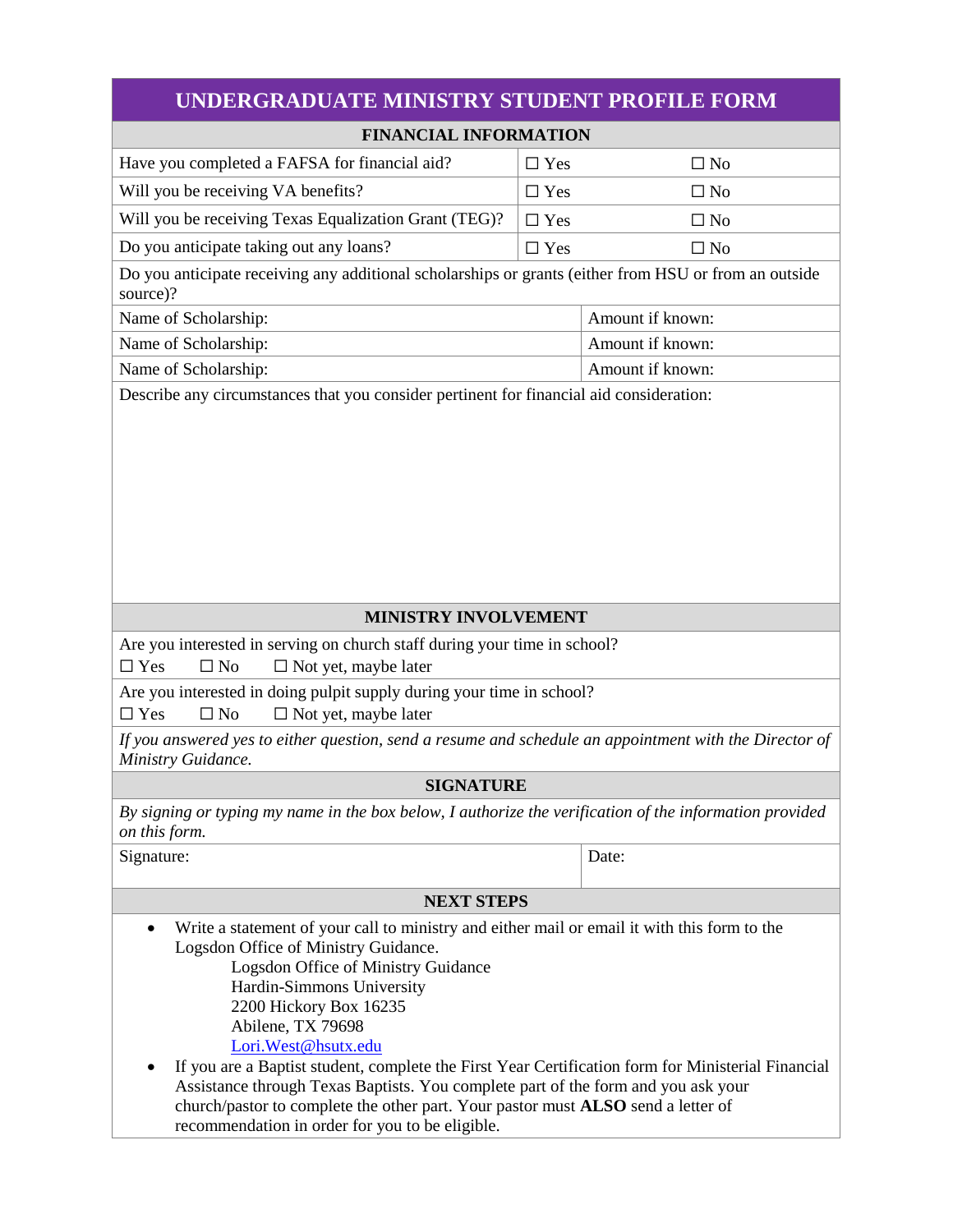# UNDERGRADUATE MINISTRY STUDENT PROFILE FORM

## FINANCIAL INFORMATION

| | | |
|---|---|---|
| Have you completed a FAFSA for financial aid? | ☐ Yes | ☐ No |
| Will you be receiving VA benefits? | ☐ Yes | ☐ No |
| Will you be receiving Texas Equalization Grant (TEG)? | ☐ Yes | ☐ No |
| Do you anticipate taking out any loans? | ☐ Yes | ☐ No |

Do you anticipate receiving any additional scholarships or grants (either from HSU or from an outside source)?

| | |
|---|---|
| Name of Scholarship: | Amount if known: |
| Name of Scholarship: | Amount if known: |
| Name of Scholarship: | Amount if known: |

Describe any circumstances that you consider pertinent for financial aid consideration:

## MINISTRY INVOLVEMENT

Are you interested in serving on church staff during your time in school?

☐ Yes ☐ No ☐ Not yet, maybe later

Are you interested in doing pulpit supply during your time in school?

☐ Yes ☐ No ☐ Not yet, maybe later

*If you answered yes to either question, send a resume and schedule an appointment with the Director of Ministry Guidance.*

## SIGNATURE

*By signing or typing my name in the box below, I authorize the verification of the information provided on this form.*

| | |
|---|---|
| Signature: | Date: |

## NEXT STEPS

- Write a statement of your call to ministry and either mail or email it with this form to the Logsdon Office of Ministry Guidance.

  Logsdon Office of Ministry Guidance
  Hardin-Simmons University
  2200 Hickory Box 16235
  Abilene, TX 79698
  Lori.West@hsutx.edu

- If you are a Baptist student, complete the First Year Certification form for Ministerial Financial Assistance through Texas Baptists. You complete part of the form and you ask your church/pastor to complete the other part. Your pastor must **ALSO** send a letter of recommendation in order for you to be eligible.